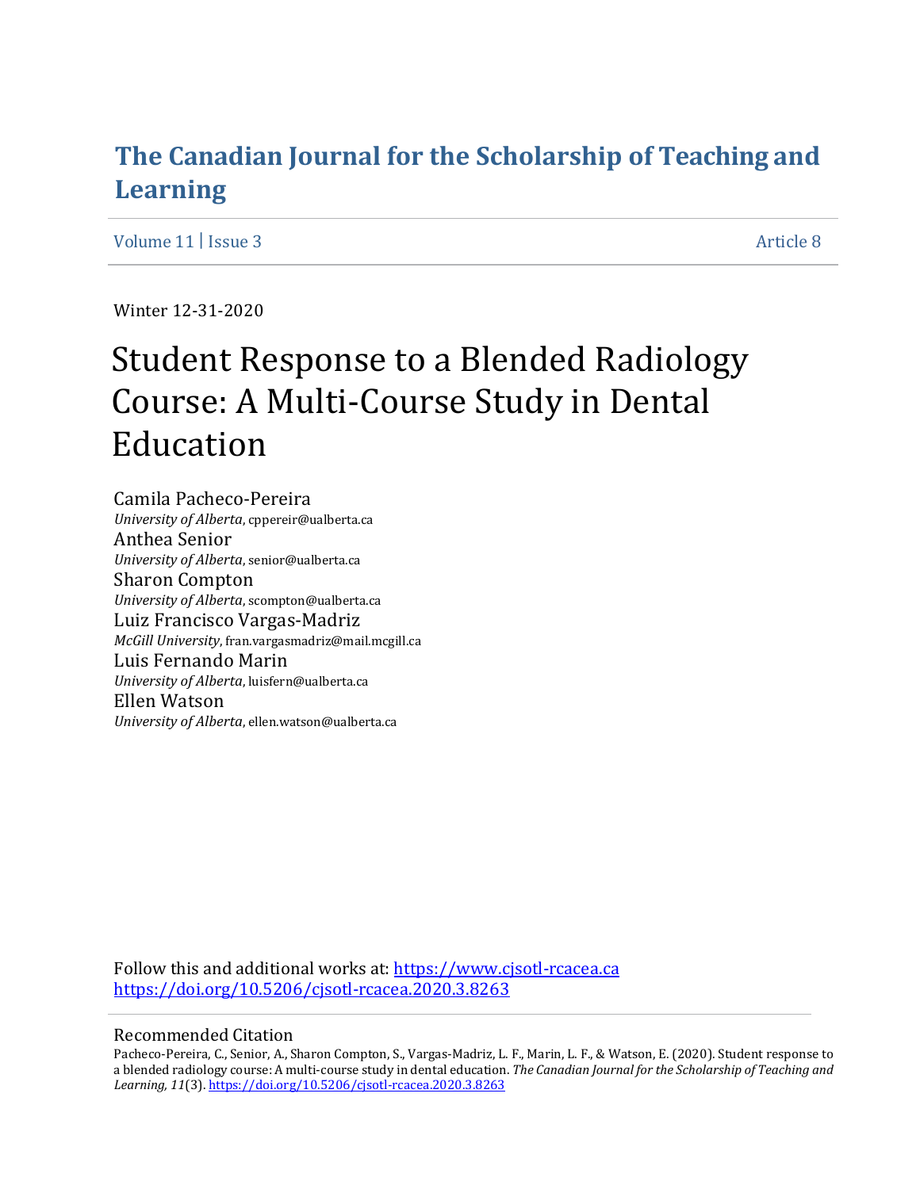# The Canadian Journal for the Scholarship of Teaching and Learning

Volume 11 | Issue 3 Article 8

Winter 12-31-2020

# Student Response to a Blended Radiology Course: A Multi-Course Study in Dental Education

Camila Pacheco-Pereira
*University of Alberta*, cppereir@ualberta.ca

Anthea Senior
*University of Alberta*, senior@ualberta.ca

Sharon Compton
*University of Alberta*, scompton@ualberta.ca

Luiz Francisco Vargas-Madriz
*McGill University*, fran.vargasmadriz@mail.mcgill.ca

Luis Fernando Marin
*University of Alberta*, luisfern@ualberta.ca

Ellen Watson
*University of Alberta*, ellen.watson@ualberta.ca

Follow this and additional works at: https://www.cjsotl-rcacea.ca
https://doi.org/10.5206/cjsotl-rcacea.2020.3.8263

## Recommended Citation

Pacheco-Pereira, C., Senior, A., Sharon Compton, S., Vargas-Madriz, L. F., Marin, L. F., & Watson, E. (2020). Student response to a blended radiology course: A multi-course study in dental education. *The Canadian Journal for the Scholarship of Teaching and Learning, 11*(3). https://doi.org/10.5206/cjsotl-rcacea.2020.3.8263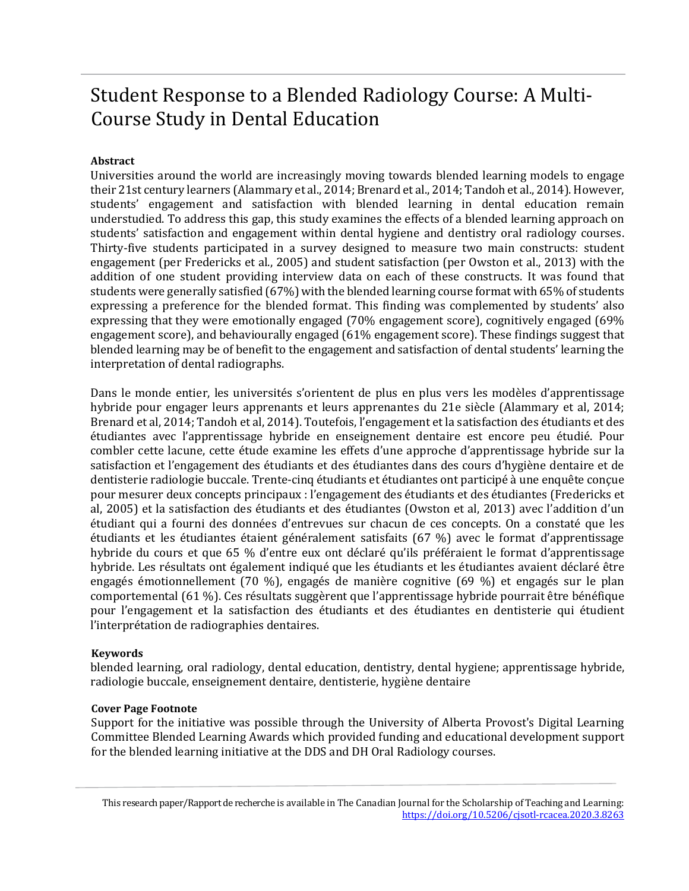# Student Response to a Blended Radiology Course: A Multi-Course Study in Dental Education

**Abstract**

Universities around the world are increasingly moving towards blended learning models to engage their 21st century learners (Alammary et al., 2014; Brenard et al., 2014; Tandoh et al., 2014). However, students' engagement and satisfaction with blended learning in dental education remain understudied. To address this gap, this study examines the effects of a blended learning approach on students' satisfaction and engagement within dental hygiene and dentistry oral radiology courses. Thirty-five students participated in a survey designed to measure two main constructs: student engagement (per Fredericks et al., 2005) and student satisfaction (per Owston et al., 2013) with the addition of one student providing interview data on each of these constructs. It was found that students were generally satisfied (67%) with the blended learning course format with 65% of students expressing a preference for the blended format. This finding was complemented by students' also expressing that they were emotionally engaged (70% engagement score), cognitively engaged (69% engagement score), and behaviourally engaged (61% engagement score). These findings suggest that blended learning may be of benefit to the engagement and satisfaction of dental students' learning the interpretation of dental radiographs.

Dans le monde entier, les universités s'orientent de plus en plus vers les modèles d'apprentissage hybride pour engager leurs apprenants et leurs apprenantes du 21e siècle (Alammary et al, 2014; Brenard et al, 2014; Tandoh et al, 2014). Toutefois, l'engagement et la satisfaction des étudiants et des étudiantes avec l'apprentissage hybride en enseignement dentaire est encore peu étudié. Pour combler cette lacune, cette étude examine les effets d'une approche d'apprentissage hybride sur la satisfaction et l'engagement des étudiants et des étudiantes dans des cours d'hygiène dentaire et de dentisterie radiologie buccale. Trente-cinq étudiants et étudiantes ont participé à une enquête conçue pour mesurer deux concepts principaux : l'engagement des étudiants et des étudiantes (Fredericks et al, 2005) et la satisfaction des étudiants et des étudiantes (Owston et al, 2013) avec l'addition d'un étudiant qui a fourni des données d'entrevues sur chacun de ces concepts. On a constaté que les étudiants et les étudiantes étaient généralement satisfaits (67 %) avec le format d'apprentissage hybride du cours et que 65 % d'entre eux ont déclaré qu'ils préféraient le format d'apprentissage hybride. Les résultats ont également indiqué que les étudiants et les étudiantes avaient déclaré être engagés émotionnellement (70 %), engagés de manière cognitive (69 %) et engagés sur le plan comportemental (61 %). Ces résultats suggèrent que l'apprentissage hybride pourrait être bénéfique pour l'engagement et la satisfaction des étudiants et des étudiantes en dentisterie qui étudient l'interprétation de radiographies dentaires.

**Keywords**

blended learning, oral radiology, dental education, dentistry, dental hygiene; apprentissage hybride, radiologie buccale, enseignement dentaire, dentisterie, hygiène dentaire

**Cover Page Footnote**

Support for the initiative was possible through the University of Alberta Provost's Digital Learning Committee Blended Learning Awards which provided funding and educational development support for the blended learning initiative at the DDS and DH Oral Radiology courses.

This research paper/Rapport de recherche is available in The Canadian Journal for the Scholarship of Teaching and Learning: https://doi.org/10.5206/cjsotl-rcacea.2020.3.8263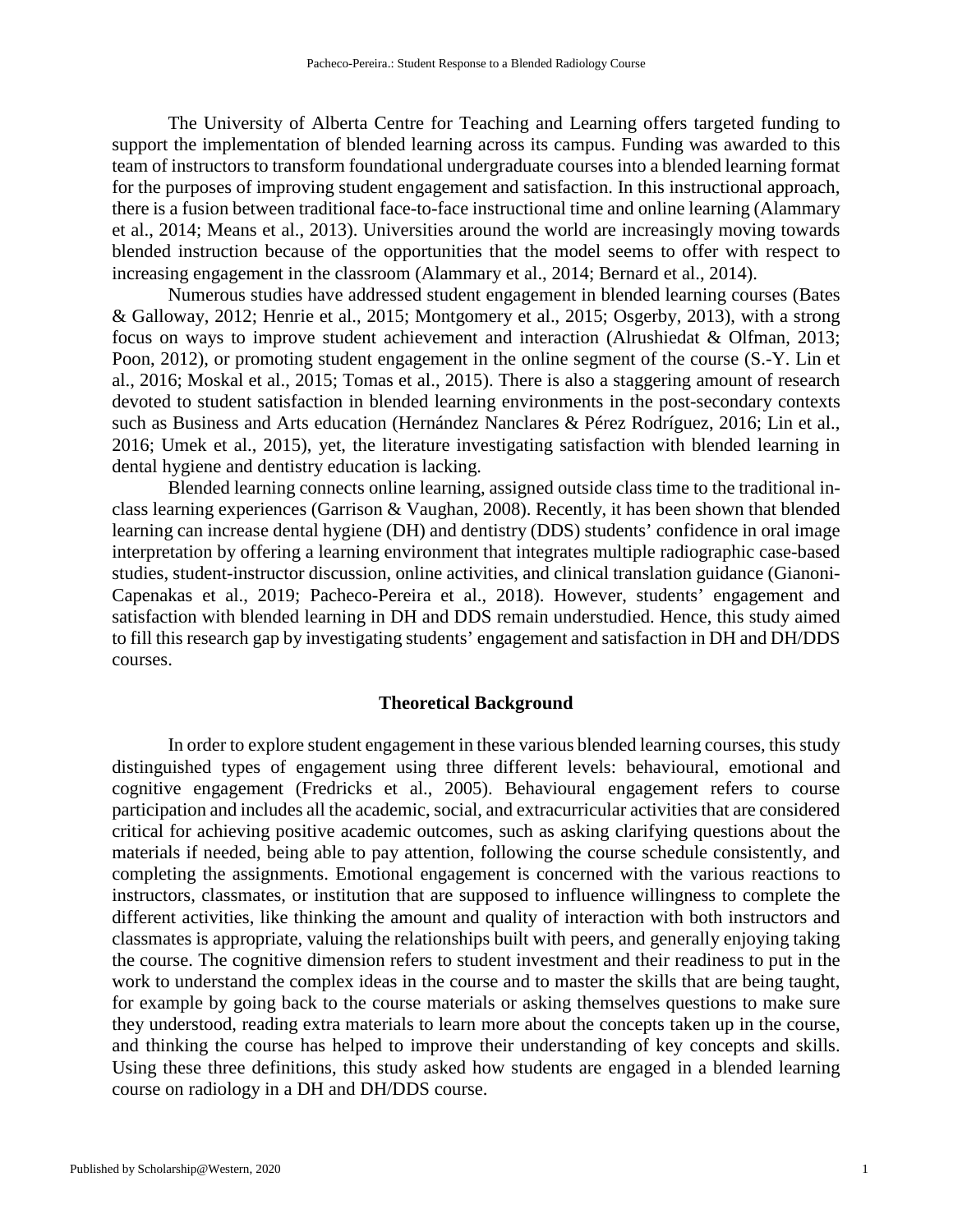The University of Alberta Centre for Teaching and Learning offers targeted funding to support the implementation of blended learning across its campus. Funding was awarded to this team of instructors to transform foundational undergraduate courses into a blended learning format for the purposes of improving student engagement and satisfaction. In this instructional approach, there is a fusion between traditional face-to-face instructional time and online learning (Alammary et al., 2014; Means et al., 2013). Universities around the world are increasingly moving towards blended instruction because of the opportunities that the model seems to offer with respect to increasing engagement in the classroom (Alammary et al., 2014; Bernard et al., 2014).

Numerous studies have addressed student engagement in blended learning courses (Bates & Galloway, 2012; Henrie et al., 2015; Montgomery et al., 2015; Osgerby, 2013), with a strong focus on ways to improve student achievement and interaction (Alrushiedat & Olfman, 2013; Poon, 2012), or promoting student engagement in the online segment of the course (S.-Y. Lin et al., 2016; Moskal et al., 2015; Tomas et al., 2015). There is also a staggering amount of research devoted to student satisfaction in blended learning environments in the post-secondary contexts such as Business and Arts education (Hernández Nanclares & Pérez Rodríguez, 2016; Lin et al., 2016; Umek et al., 2015), yet, the literature investigating satisfaction with blended learning in dental hygiene and dentistry education is lacking.

Blended learning connects online learning, assigned outside class time to the traditional in-class learning experiences (Garrison & Vaughan, 2008). Recently, it has been shown that blended learning can increase dental hygiene (DH) and dentistry (DDS) students' confidence in oral image interpretation by offering a learning environment that integrates multiple radiographic case-based studies, student-instructor discussion, online activities, and clinical translation guidance (Gianoni-Capenakas et al., 2019; Pacheco-Pereira et al., 2018). However, students' engagement and satisfaction with blended learning in DH and DDS remain understudied. Hence, this study aimed to fill this research gap by investigating students' engagement and satisfaction in DH and DH/DDS courses.

## Theoretical Background

In order to explore student engagement in these various blended learning courses, this study distinguished types of engagement using three different levels: behavioural, emotional and cognitive engagement (Fredricks et al., 2005). Behavioural engagement refers to course participation and includes all the academic, social, and extracurricular activities that are considered critical for achieving positive academic outcomes, such as asking clarifying questions about the materials if needed, being able to pay attention, following the course schedule consistently, and completing the assignments. Emotional engagement is concerned with the various reactions to instructors, classmates, or institution that are supposed to influence willingness to complete the different activities, like thinking the amount and quality of interaction with both instructors and classmates is appropriate, valuing the relationships built with peers, and generally enjoying taking the course. The cognitive dimension refers to student investment and their readiness to put in the work to understand the complex ideas in the course and to master the skills that are being taught, for example by going back to the course materials or asking themselves questions to make sure they understood, reading extra materials to learn more about the concepts taken up in the course, and thinking the course has helped to improve their understanding of key concepts and skills. Using these three definitions, this study asked how students are engaged in a blended learning course on radiology in a DH and DH/DDS course.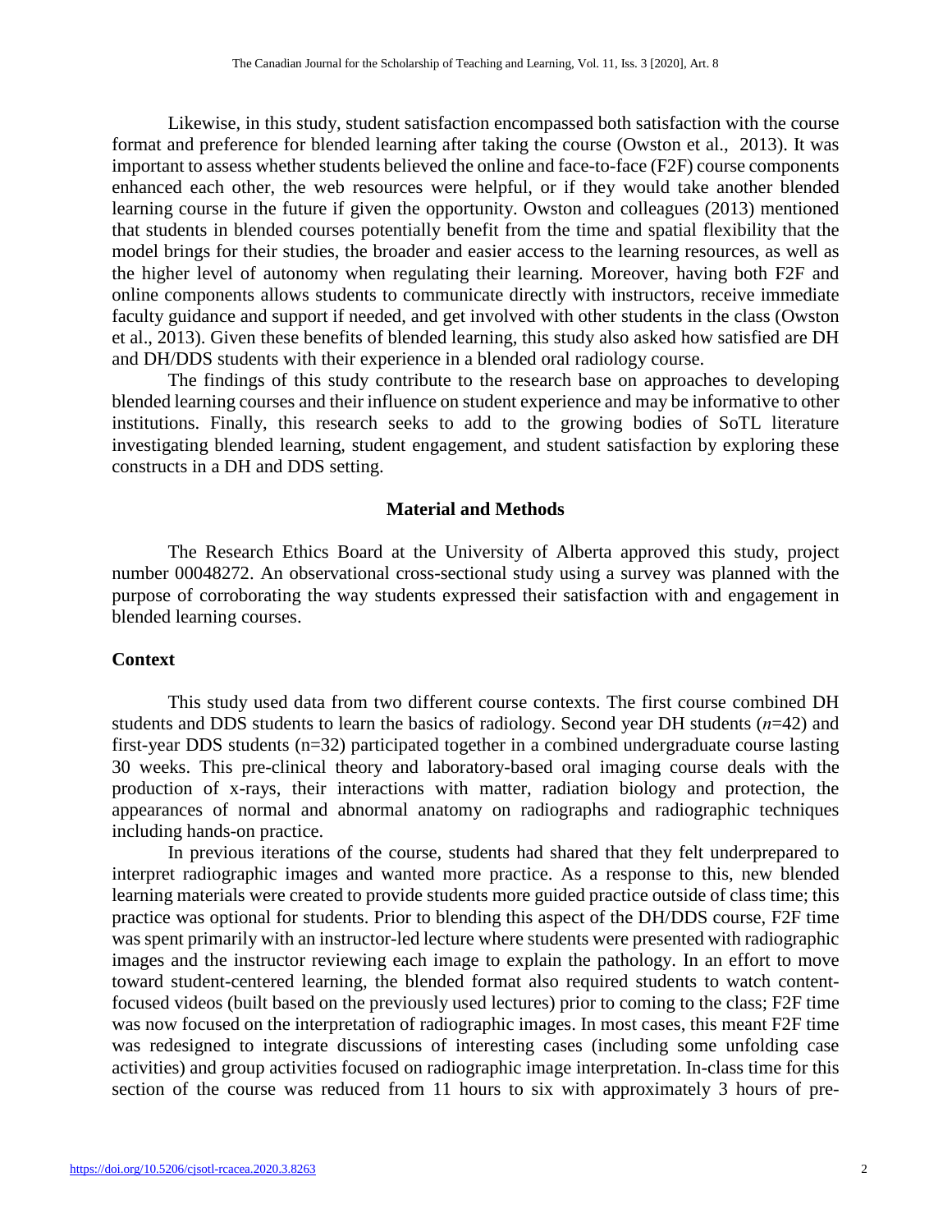Likewise, in this study, student satisfaction encompassed both satisfaction with the course format and preference for blended learning after taking the course (Owston et al., 2013). It was important to assess whether students believed the online and face-to-face (F2F) course components enhanced each other, the web resources were helpful, or if they would take another blended learning course in the future if given the opportunity. Owston and colleagues (2013) mentioned that students in blended courses potentially benefit from the time and spatial flexibility that the model brings for their studies, the broader and easier access to the learning resources, as well as the higher level of autonomy when regulating their learning. Moreover, having both F2F and online components allows students to communicate directly with instructors, receive immediate faculty guidance and support if needed, and get involved with other students in the class (Owston et al., 2013). Given these benefits of blended learning, this study also asked how satisfied are DH and DH/DDS students with their experience in a blended oral radiology course.

The findings of this study contribute to the research base on approaches to developing blended learning courses and their influence on student experience and may be informative to other institutions. Finally, this research seeks to add to the growing bodies of SoTL literature investigating blended learning, student engagement, and student satisfaction by exploring these constructs in a DH and DDS setting.

## Material and Methods

The Research Ethics Board at the University of Alberta approved this study, project number 00048272. An observational cross-sectional study using a survey was planned with the purpose of corroborating the way students expressed their satisfaction with and engagement in blended learning courses.

### Context

This study used data from two different course contexts. The first course combined DH students and DDS students to learn the basics of radiology. Second year DH students (*n*=42) and first-year DDS students (n=32) participated together in a combined undergraduate course lasting 30 weeks. This pre-clinical theory and laboratory-based oral imaging course deals with the production of x-rays, their interactions with matter, radiation biology and protection, the appearances of normal and abnormal anatomy on radiographs and radiographic techniques including hands-on practice.

In previous iterations of the course, students had shared that they felt underprepared to interpret radiographic images and wanted more practice. As a response to this, new blended learning materials were created to provide students more guided practice outside of class time; this practice was optional for students. Prior to blending this aspect of the DH/DDS course, F2F time was spent primarily with an instructor-led lecture where students were presented with radiographic images and the instructor reviewing each image to explain the pathology. In an effort to move toward student-centered learning, the blended format also required students to watch content-focused videos (built based on the previously used lectures) prior to coming to the class; F2F time was now focused on the interpretation of radiographic images. In most cases, this meant F2F time was redesigned to integrate discussions of interesting cases (including some unfolding case activities) and group activities focused on radiographic image interpretation. In-class time for this section of the course was reduced from 11 hours to six with approximately 3 hours of pre-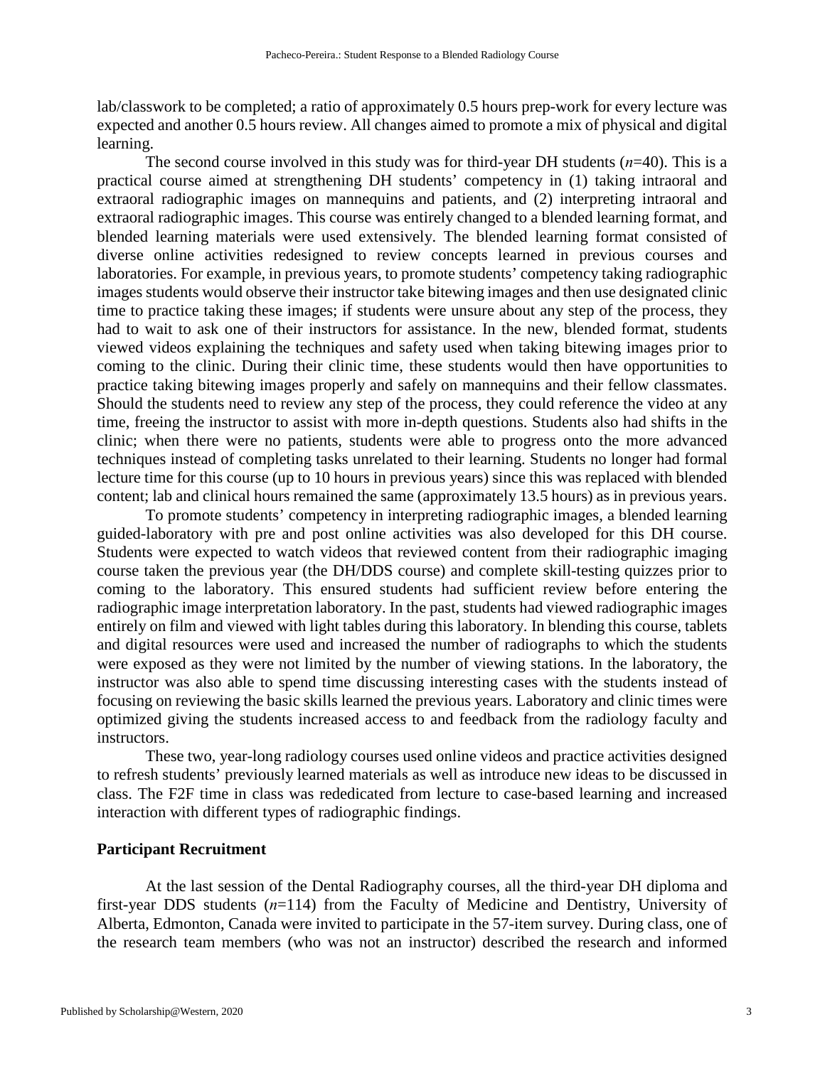lab/classwork to be completed; a ratio of approximately 0.5 hours prep-work for every lecture was expected and another 0.5 hours review. All changes aimed to promote a mix of physical and digital learning.

The second course involved in this study was for third-year DH students (*n*=40). This is a practical course aimed at strengthening DH students' competency in (1) taking intraoral and extraoral radiographic images on mannequins and patients, and (2) interpreting intraoral and extraoral radiographic images. This course was entirely changed to a blended learning format, and blended learning materials were used extensively. The blended learning format consisted of diverse online activities redesigned to review concepts learned in previous courses and laboratories. For example, in previous years, to promote students' competency taking radiographic images students would observe their instructor take bitewing images and then use designated clinic time to practice taking these images; if students were unsure about any step of the process, they had to wait to ask one of their instructors for assistance. In the new, blended format, students viewed videos explaining the techniques and safety used when taking bitewing images prior to coming to the clinic. During their clinic time, these students would then have opportunities to practice taking bitewing images properly and safely on mannequins and their fellow classmates. Should the students need to review any step of the process, they could reference the video at any time, freeing the instructor to assist with more in-depth questions. Students also had shifts in the clinic; when there were no patients, students were able to progress onto the more advanced techniques instead of completing tasks unrelated to their learning. Students no longer had formal lecture time for this course (up to 10 hours in previous years) since this was replaced with blended content; lab and clinical hours remained the same (approximately 13.5 hours) as in previous years.

To promote students' competency in interpreting radiographic images, a blended learning guided-laboratory with pre and post online activities was also developed for this DH course. Students were expected to watch videos that reviewed content from their radiographic imaging course taken the previous year (the DH/DDS course) and complete skill-testing quizzes prior to coming to the laboratory. This ensured students had sufficient review before entering the radiographic image interpretation laboratory. In the past, students had viewed radiographic images entirely on film and viewed with light tables during this laboratory. In blending this course, tablets and digital resources were used and increased the number of radiographs to which the students were exposed as they were not limited by the number of viewing stations. In the laboratory, the instructor was also able to spend time discussing interesting cases with the students instead of focusing on reviewing the basic skills learned the previous years. Laboratory and clinic times were optimized giving the students increased access to and feedback from the radiology faculty and instructors.

These two, year-long radiology courses used online videos and practice activities designed to refresh students' previously learned materials as well as introduce new ideas to be discussed in class. The F2F time in class was rededicated from lecture to case-based learning and increased interaction with different types of radiographic findings.

## Participant Recruitment

At the last session of the Dental Radiography courses, all the third-year DH diploma and first-year DDS students (*n*=114) from the Faculty of Medicine and Dentistry, University of Alberta, Edmonton, Canada were invited to participate in the 57-item survey. During class, one of the research team members (who was not an instructor) described the research and informed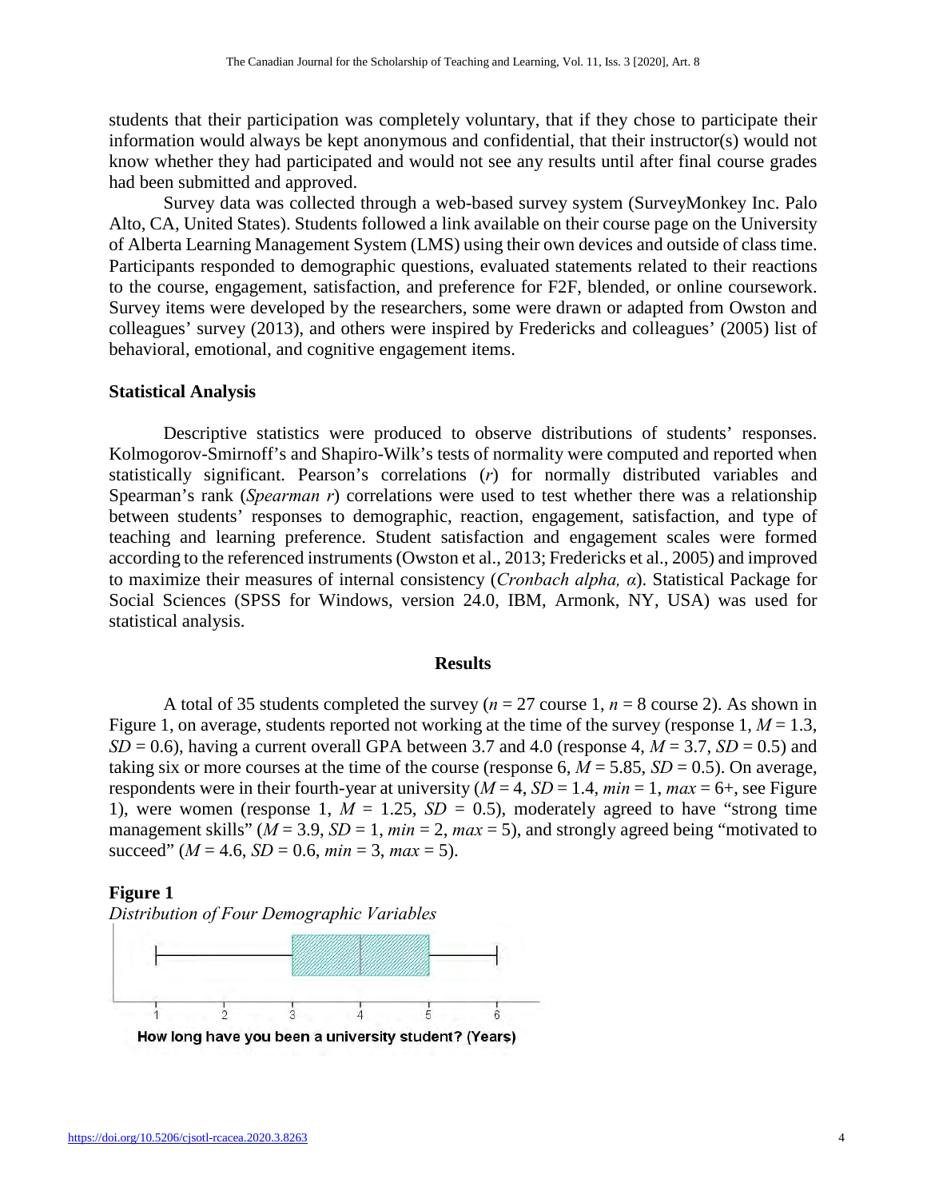students that their participation was completely voluntary, that if they chose to participate their information would always be kept anonymous and confidential, that their instructor(s) would not know whether they had participated and would not see any results until after final course grades had been submitted and approved.

Survey data was collected through a web-based survey system (SurveyMonkey Inc. Palo Alto, CA, United States). Students followed a link available on their course page on the University of Alberta Learning Management System (LMS) using their own devices and outside of class time. Participants responded to demographic questions, evaluated statements related to their reactions to the course, engagement, satisfaction, and preference for F2F, blended, or online coursework. Survey items were developed by the researchers, some were drawn or adapted from Owston and colleagues' survey (2013), and others were inspired by Fredericks and colleagues' (2005) list of behavioral, emotional, and cognitive engagement items.

### Statistical Analysis

Descriptive statistics were produced to observe distributions of students' responses. Kolmogorov-Smirnoff's and Shapiro-Wilk's tests of normality were computed and reported when statistically significant. Pearson's correlations ($r$) for normally distributed variables and Spearman's rank (*Spearman r*) correlations were used to test whether there was a relationship between students' responses to demographic, reaction, engagement, satisfaction, and type of teaching and learning preference. Student satisfaction and engagement scales were formed according to the referenced instruments (Owston et al., 2013; Fredericks et al., 2005) and improved to maximize their measures of internal consistency (*Cronbach alpha*, $\alpha$). Statistical Package for Social Sciences (SPSS for Windows, version 24.0, IBM, Armonk, NY, USA) was used for statistical analysis.

## Results

A total of 35 students completed the survey ($n = 27$ course 1, $n = 8$ course 2). As shown in Figure 1, on average, students reported not working at the time of the survey (response 1, $M = 1.3$, $SD = 0.6$), having a current overall GPA between 3.7 and 4.0 (response 4, $M = 3.7$, $SD = 0.5$) and taking six or more courses at the time of the course (response 6, $M = 5.85$, $SD = 0.5$). On average, respondents were in their fourth-year at university ($M = 4$, $SD = 1.4$, $min = 1$, $max = 6+$, see Figure 1), were women (response 1, $M = 1.25$, $SD = 0.5$), moderately agreed to have "strong time management skills" ($M = 3.9$, $SD = 1$, $min = 2$, $max = 5$), and strongly agreed being "motivated to succeed" ($M = 4.6$, $SD = 0.6$, $min = 3$, $max = 5$).

**Figure 1**

*Distribution of Four Demographic Variables*

How long have you been a university student? (Years)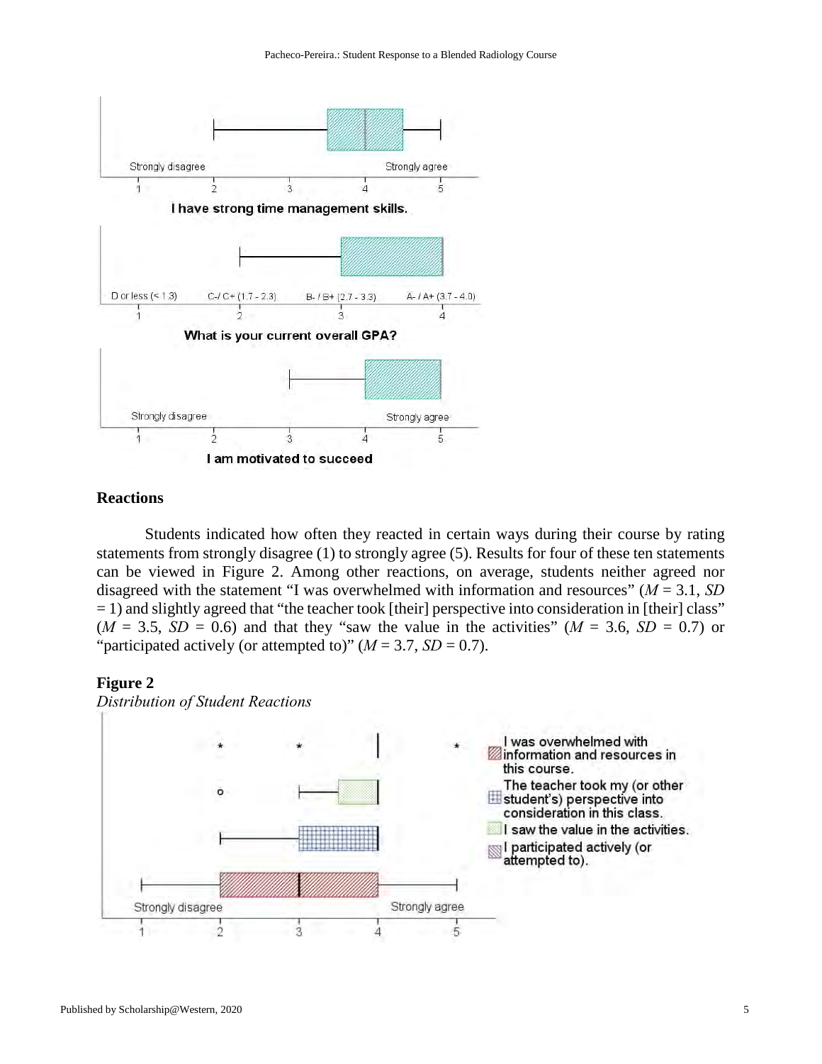## Reactions

Students indicated how often they reacted in certain ways during their course by rating statements from strongly disagree (1) to strongly agree (5). Results for four of these ten statements can be viewed in Figure 2. Among other reactions, on average, students neither agreed nor disagreed with the statement "I was overwhelmed with information and resources" ($M$ = 3.1, $SD$ = 1) and slightly agreed that "the teacher took [their] perspective into consideration in [their] class" ($M$ = 3.5, $SD$ = 0.6) and that they "saw the value in the activities" ($M$ = 3.6, $SD$ = 0.7) or "participated actively (or attempted to)" ($M$ = 3.7, $SD$ = 0.7).

**Figure 2**

*Distribution of Student Reactions*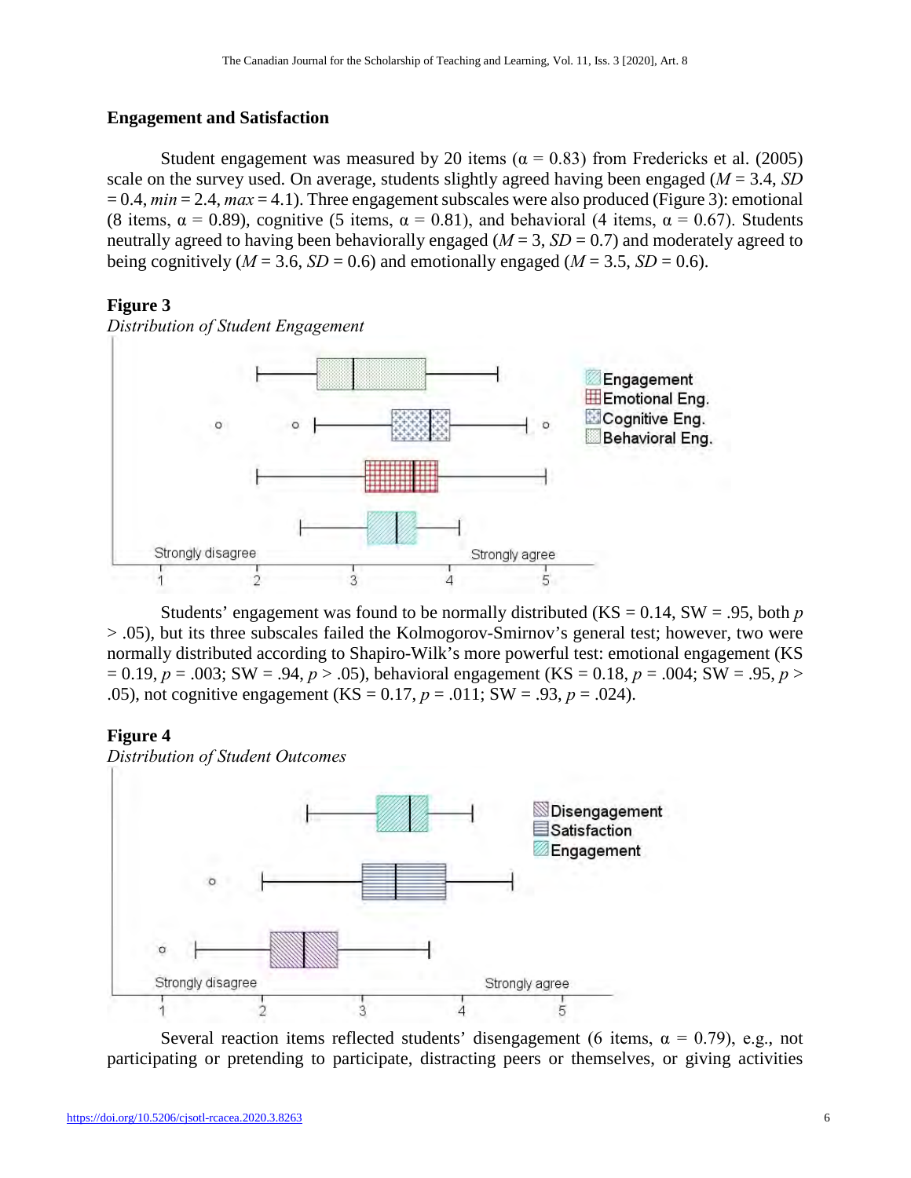### Engagement and Satisfaction

Student engagement was measured by 20 items ($\alpha = 0.83$) from Fredericks et al. (2005) scale on the survey used. On average, students slightly agreed having been engaged ($M = 3.4$, $SD = 0.4$, $min = 2.4$, $max = 4.1$). Three engagement subscales were also produced (Figure 3): emotional (8 items, $\alpha = 0.89$), cognitive (5 items, $\alpha = 0.81$), and behavioral (4 items, $\alpha = 0.67$). Students neutrally agreed to having been behaviorally engaged ($M = 3$, $SD = 0.7$) and moderately agreed to being cognitively ($M = 3.6$, $SD = 0.6$) and emotionally engaged ($M = 3.5$, $SD = 0.6$).

**Figure 3**

*Distribution of Student Engagement*

Students' engagement was found to be normally distributed (KS = 0.14, SW = .95, both $p > .05$), but its three subscales failed the Kolmogorov-Smirnov's general test; however, two were normally distributed according to Shapiro-Wilk's more powerful test: emotional engagement (KS = 0.19, $p = .003$; SW = .94, $p > .05$), behavioral engagement (KS = 0.18, $p = .004$; SW = .95, $p > .05$), not cognitive engagement (KS = 0.17, $p = .011$; SW = .93, $p = .024$).

**Figure 4**

*Distribution of Student Outcomes*

Several reaction items reflected students' disengagement (6 items, $\alpha = 0.79$), e.g., not participating or pretending to participate, distracting peers or themselves, or giving activities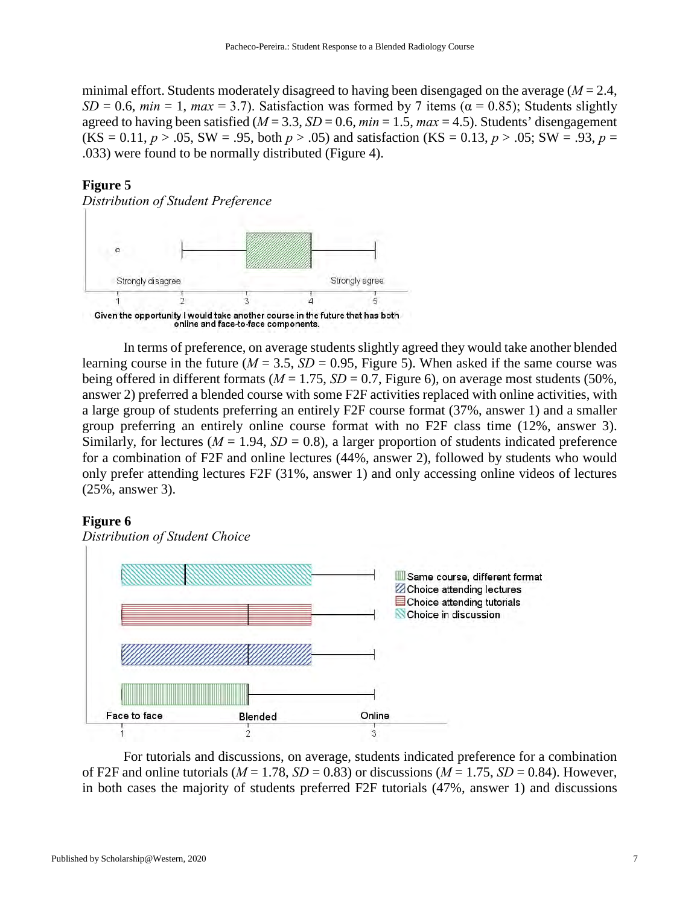minimal effort. Students moderately disagreed to having been disengaged on the average ($M$ = 2.4, $SD$ = 0.6, $min$ = 1, $max$ = 3.7). Satisfaction was formed by 7 items ($\alpha$ = 0.85); Students slightly agreed to having been satisfied ($M$ = 3.3, $SD$ = 0.6, $min$ = 1.5, $max$ = 4.5). Students' disengagement (KS = 0.11, $p$ > .05, SW = .95, both $p$ > .05) and satisfaction (KS = 0.13, $p$ > .05; SW = .93, $p$ = .033) were found to be normally distributed (Figure 4).

**Figure 5**

*Distribution of Student Preference*

In terms of preference, on average students slightly agreed they would take another blended learning course in the future ($M$ = 3.5, $SD$ = 0.95, Figure 5). When asked if the same course was being offered in different formats ($M$ = 1.75, $SD$ = 0.7, Figure 6), on average most students (50%, answer 2) preferred a blended course with some F2F activities replaced with online activities, with a large group of students preferring an entirely F2F course format (37%, answer 1) and a smaller group preferring an entirely online course format with no F2F class time (12%, answer 3). Similarly, for lectures ($M$ = 1.94, $SD$ = 0.8), a larger proportion of students indicated preference for a combination of F2F and online lectures (44%, answer 2), followed by students who would only prefer attending lectures F2F (31%, answer 1) and only accessing online videos of lectures (25%, answer 3).

**Figure 6**

*Distribution of Student Choice*

For tutorials and discussions, on average, students indicated preference for a combination of F2F and online tutorials ($M$ = 1.78, $SD$ = 0.83) or discussions ($M$ = 1.75, $SD$ = 0.84). However, in both cases the majority of students preferred F2F tutorials (47%, answer 1) and discussions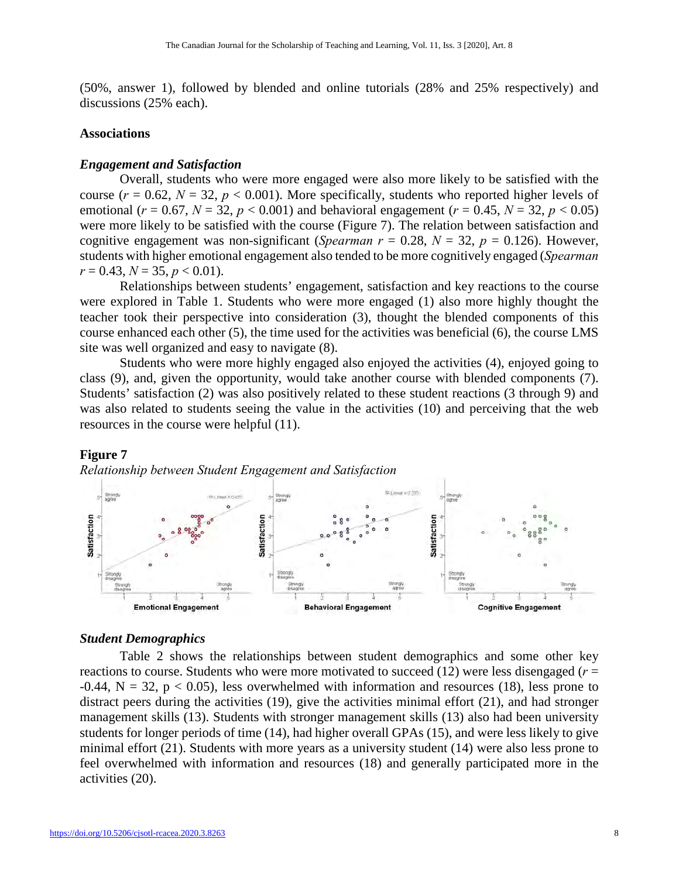(50%, answer 1), followed by blended and online tutorials (28% and 25% respectively) and discussions (25% each).

## Associations

### *Engagement and Satisfaction*

Overall, students who were more engaged were also more likely to be satisfied with the course ($r = 0.62$, $N = 32$, $p < 0.001$). More specifically, students who reported higher levels of emotional ($r = 0.67$, $N = 32$, $p < 0.001$) and behavioral engagement ($r = 0.45$, $N = 32$, $p < 0.05$) were more likely to be satisfied with the course (Figure 7). The relation between satisfaction and cognitive engagement was non-significant (*Spearman* $r = 0.28$, $N = 32$, $p = 0.126$). However, students with higher emotional engagement also tended to be more cognitively engaged (*Spearman* $r = 0.43$, $N = 35$, $p < 0.01$).

Relationships between students' engagement, satisfaction and key reactions to the course were explored in Table 1. Students who were more engaged (1) also more highly thought the teacher took their perspective into consideration (3), thought the blended components of this course enhanced each other (5), the time used for the activities was beneficial (6), the course LMS site was well organized and easy to navigate (8).

Students who were more highly engaged also enjoyed the activities (4), enjoyed going to class (9), and, given the opportunity, would take another course with blended components (7). Students' satisfaction (2) was also positively related to these student reactions (3 through 9) and was also related to students seeing the value in the activities (10) and perceiving that the web resources in the course were helpful (11).

**Figure 7**

*Relationship between Student Engagement and Satisfaction*

### *Student Demographics*

Table 2 shows the relationships between student demographics and some other key reactions to course. Students who were more motivated to succeed (12) were less disengaged ($r = -0.44$, $N = 32$, $p < 0.05$), less overwhelmed with information and resources (18), less prone to distract peers during the activities (19), give the activities minimal effort (21), and had stronger management skills (13). Students with stronger management skills (13) also had been university students for longer periods of time (14), had higher overall GPAs (15), and were less likely to give minimal effort (21). Students with more years as a university student (14) were also less prone to feel overwhelmed with information and resources (18) and generally participated more in the activities (20).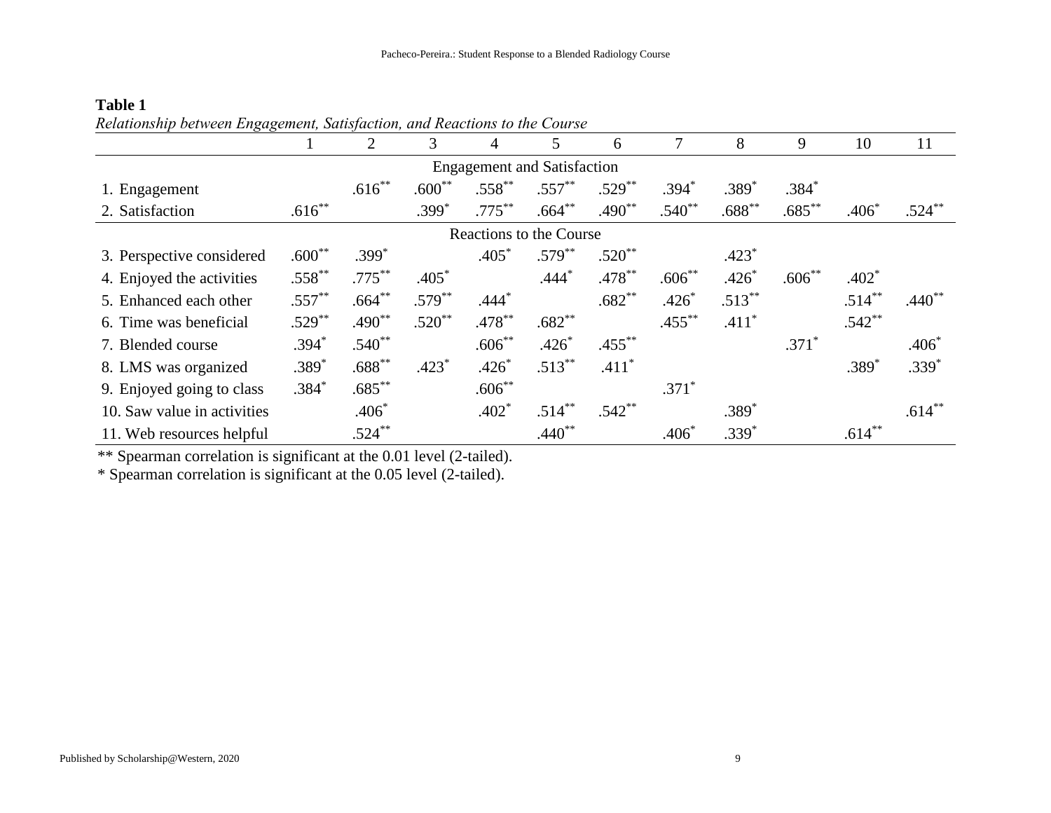**Table 1**

*Relationship between Engagement, Satisfaction, and Reactions to the Course*

| | 1 | 2 | 3 | 4 | 5 | 6 | 7 | 8 | 9 | 10 | 11 |
|---|---|---|---|---|---|---|---|---|---|---|---|
| Engagement and Satisfaction | | | | | | | | | | | |
| 1. Engagement | | .616** | .600** | .558** | .557** | .529** | .394* | .389* | .384* | | |
| 2. Satisfaction | .616** | | .399* | .775** | .664** | .490** | .540** | .688** | .685** | .406* | .524** |
| Reactions to the Course | | | | | | | | | | | |
| 3. Perspective considered | .600** | .399* | | .405* | .579** | .520** | | .423* | | | |
| 4. Enjoyed the activities | .558** | .775** | .405* | | .444* | .478** | .606** | .426* | .606** | .402* | |
| 5. Enhanced each other | .557** | .664** | .579** | .444* | | .682** | .426* | .513** | | .514** | .440** |
| 6. Time was beneficial | .529** | .490** | .520** | .478** | .682** | | .455** | .411* | | .542** | |
| 7. Blended course | .394* | .540** | | .606** | .426* | .455** | | | .371* | | .406* |
| 8. LMS was organized | .389* | .688** | .423* | .426* | .513** | .411* | | | | .389* | .339* |
| 9. Enjoyed going to class | .384* | .685** | | .606** | | | .371* | | | | |
| 10. Saw value in activities | | .406* | | .402* | .514** | .542** | | .389* | | | .614** |
| 11. Web resources helpful | | .524** | | | .440** | | .406* | .339* | | .614** | |

** Spearman correlation is significant at the 0.01 level (2-tailed).

* Spearman correlation is significant at the 0.05 level (2-tailed).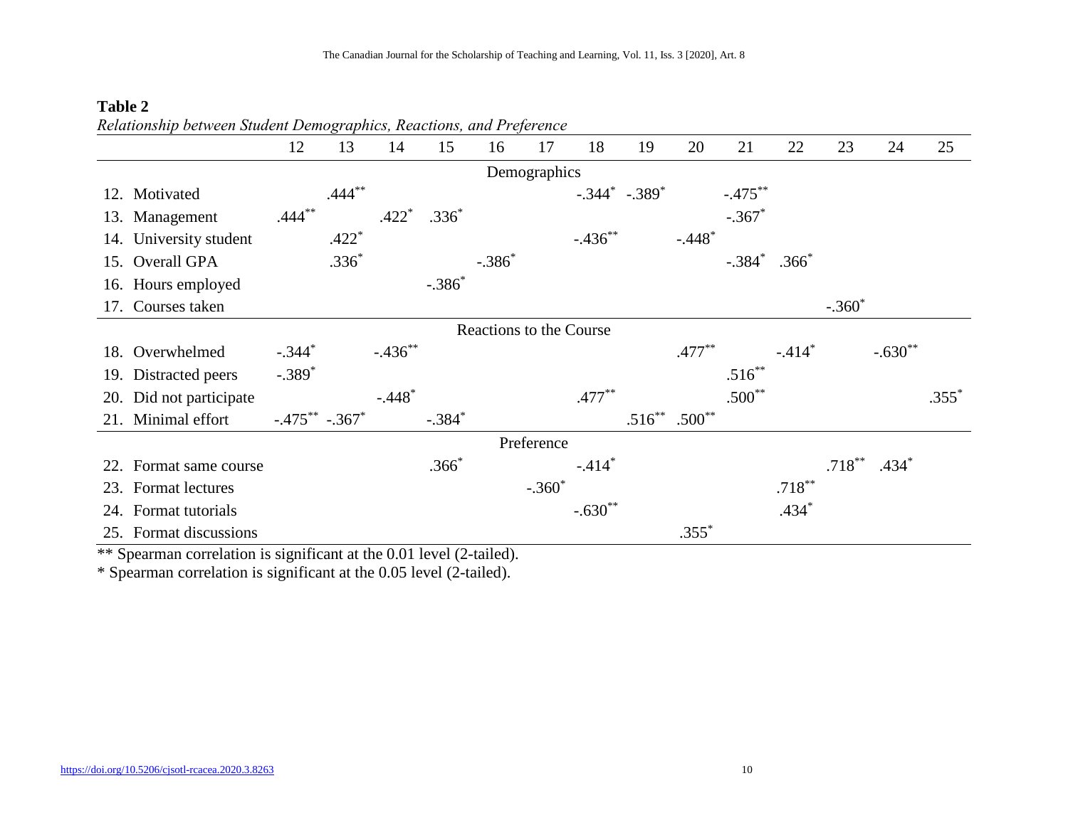**Table 2**

*Relationship between Student Demographics, Reactions, and Preference*

| | 12 | 13 | 14 | 15 | 16 | 17 | 18 | 19 | 20 | 21 | 22 | 23 | 24 | 25 |
|---|---|---|---|---|---|---|---|---|---|---|---|---|---|---|
| **Demographics** | | | | | | | | | | | | | | |
| 12. Motivated | | .444** | | | | | -.344* | -.389* | | -.475** | | | | |
| 13. Management | .444** | | .422* | .336* | | | | | | -.367* | | | | |
| 14. University student | | .422* | | | | | -.436** | | -.448* | | | | | |
| 15. Overall GPA | | .336* | | | -.386* | | | | | -.384* | .366* | | | |
| 16. Hours employed | | | | -.386* | | | | | | | | | | |
| 17. Courses taken | | | | | | | | | | | | -.360* | | |
| **Reactions to the Course** | | | | | | | | | | | | | | |
| 18. Overwhelmed | -.344* | | -.436** | | | | | | .477** | | -.414* | | -.630** | |
| 19. Distracted peers | -.389* | | | | | | | | | .516** | | | | |
| 20. Did not participate | | | -.448* | | | | .477** | | | .500** | | | | .355* |
| 21. Minimal effort | -.475** | -.367* | | -.384* | | | | .516** | .500** | | | | | |
| **Preference** | | | | | | | | | | | | | | |
| 22. Format same course | | | | .366* | | | -.414* | | | | | .718** | .434* | |
| 23. Format lectures | | | | | | -.360* | | | | | .718** | | | |
| 24. Format tutorials | | | | | | | -.630** | | | | .434* | | | |
| 25. Format discussions | | | | | | | | | .355* | | | | | |

** Spearman correlation is significant at the 0.01 level (2-tailed).

* Spearman correlation is significant at the 0.05 level (2-tailed).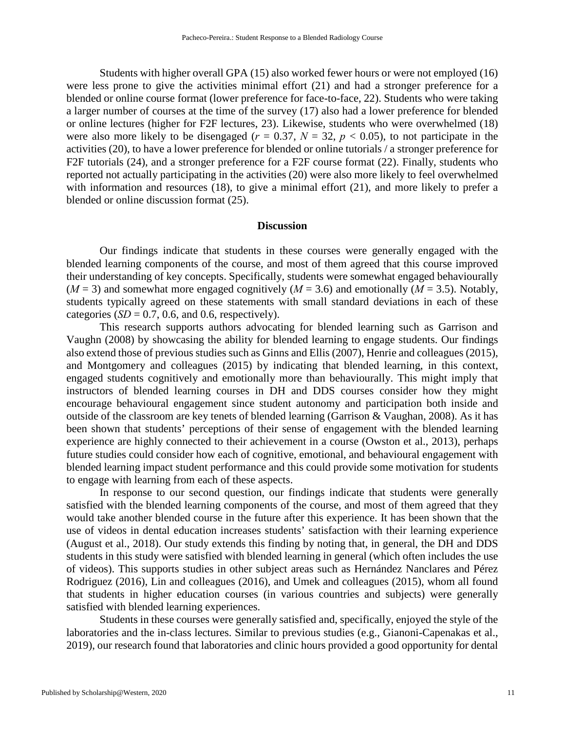Students with higher overall GPA (15) also worked fewer hours or were not employed (16) were less prone to give the activities minimal effort (21) and had a stronger preference for a blended or online course format (lower preference for face-to-face, 22). Students who were taking a larger number of courses at the time of the survey (17) also had a lower preference for blended or online lectures (higher for F2F lectures, 23). Likewise, students who were overwhelmed (18) were also more likely to be disengaged ($r = 0.37$, $N = 32$, $p < 0.05$), to not participate in the activities (20), to have a lower preference for blended or online tutorials / a stronger preference for F2F tutorials (24), and a stronger preference for a F2F course format (22). Finally, students who reported not actually participating in the activities (20) were also more likely to feel overwhelmed with information and resources (18), to give a minimal effort (21), and more likely to prefer a blended or online discussion format (25).

## Discussion

Our findings indicate that students in these courses were generally engaged with the blended learning components of the course, and most of them agreed that this course improved their understanding of key concepts. Specifically, students were somewhat engaged behaviourally ($M = 3$) and somewhat more engaged cognitively ($M = 3.6$) and emotionally ($M = 3.5$). Notably, students typically agreed on these statements with small standard deviations in each of these categories ($SD = 0.7$, 0.6, and 0.6, respectively).

This research supports authors advocating for blended learning such as Garrison and Vaughn (2008) by showcasing the ability for blended learning to engage students. Our findings also extend those of previous studies such as Ginns and Ellis (2007), Henrie and colleagues (2015), and Montgomery and colleagues (2015) by indicating that blended learning, in this context, engaged students cognitively and emotionally more than behaviourally. This might imply that instructors of blended learning courses in DH and DDS courses consider how they might encourage behavioural engagement since student autonomy and participation both inside and outside of the classroom are key tenets of blended learning (Garrison & Vaughan, 2008). As it has been shown that students' perceptions of their sense of engagement with the blended learning experience are highly connected to their achievement in a course (Owston et al., 2013), perhaps future studies could consider how each of cognitive, emotional, and behavioural engagement with blended learning impact student performance and this could provide some motivation for students to engage with learning from each of these aspects.

In response to our second question, our findings indicate that students were generally satisfied with the blended learning components of the course, and most of them agreed that they would take another blended course in the future after this experience. It has been shown that the use of videos in dental education increases students' satisfaction with their learning experience (August et al., 2018). Our study extends this finding by noting that, in general, the DH and DDS students in this study were satisfied with blended learning in general (which often includes the use of videos). This supports studies in other subject areas such as Hernández Nanclares and Pérez Rodriguez (2016), Lin and colleagues (2016), and Umek and colleagues (2015), whom all found that students in higher education courses (in various countries and subjects) were generally satisfied with blended learning experiences.

Students in these courses were generally satisfied and, specifically, enjoyed the style of the laboratories and the in-class lectures. Similar to previous studies (e.g., Gianoni-Capenakas et al., 2019), our research found that laboratories and clinic hours provided a good opportunity for dental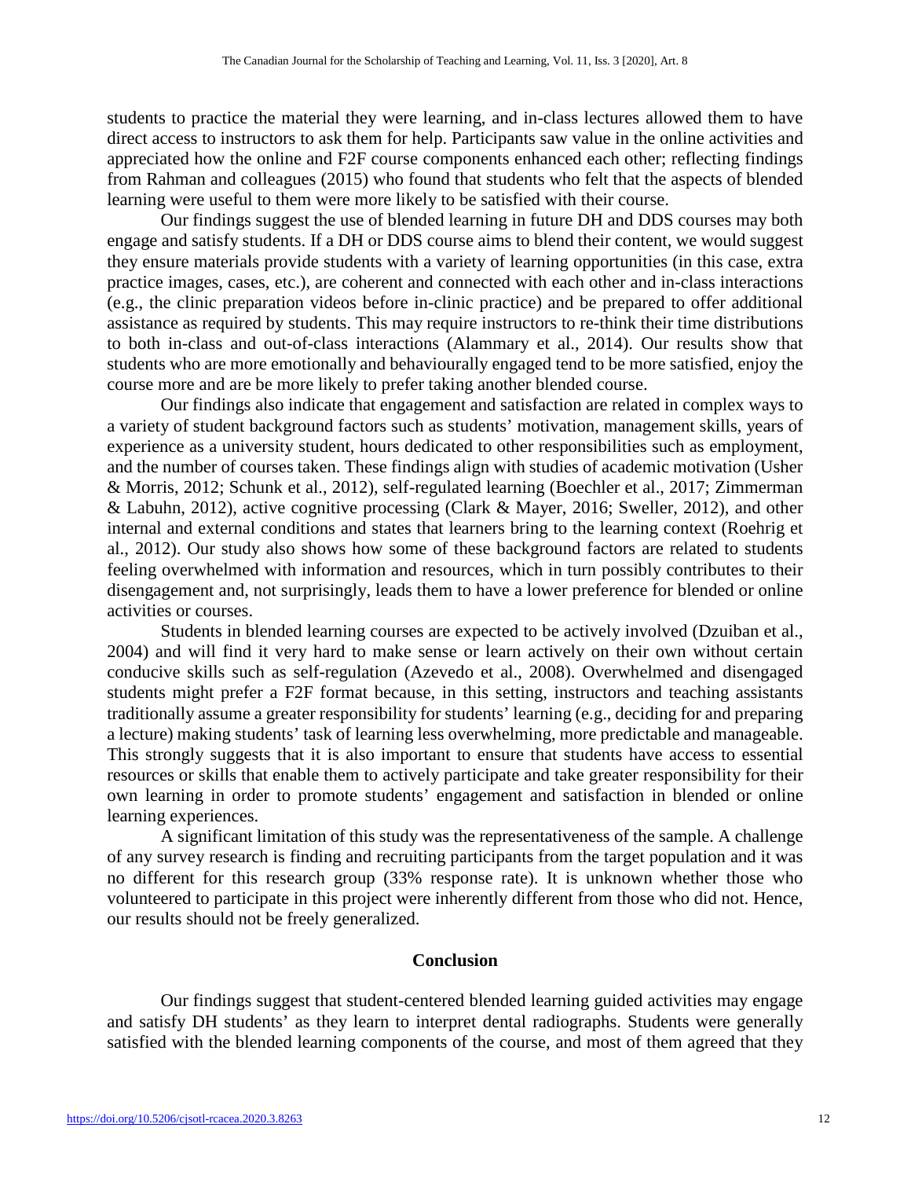students to practice the material they were learning, and in-class lectures allowed them to have direct access to instructors to ask them for help. Participants saw value in the online activities and appreciated how the online and F2F course components enhanced each other; reflecting findings from Rahman and colleagues (2015) who found that students who felt that the aspects of blended learning were useful to them were more likely to be satisfied with their course.

Our findings suggest the use of blended learning in future DH and DDS courses may both engage and satisfy students. If a DH or DDS course aims to blend their content, we would suggest they ensure materials provide students with a variety of learning opportunities (in this case, extra practice images, cases, etc.), are coherent and connected with each other and in-class interactions (e.g., the clinic preparation videos before in-clinic practice) and be prepared to offer additional assistance as required by students. This may require instructors to re-think their time distributions to both in-class and out-of-class interactions (Alammary et al., 2014). Our results show that students who are more emotionally and behaviourally engaged tend to be more satisfied, enjoy the course more and are be more likely to prefer taking another blended course.

Our findings also indicate that engagement and satisfaction are related in complex ways to a variety of student background factors such as students' motivation, management skills, years of experience as a university student, hours dedicated to other responsibilities such as employment, and the number of courses taken. These findings align with studies of academic motivation (Usher & Morris, 2012; Schunk et al., 2012), self-regulated learning (Boechler et al., 2017; Zimmerman & Labuhn, 2012), active cognitive processing (Clark & Mayer, 2016; Sweller, 2012), and other internal and external conditions and states that learners bring to the learning context (Roehrig et al., 2012). Our study also shows how some of these background factors are related to students feeling overwhelmed with information and resources, which in turn possibly contributes to their disengagement and, not surprisingly, leads them to have a lower preference for blended or online activities or courses.

Students in blended learning courses are expected to be actively involved (Dzuiban et al., 2004) and will find it very hard to make sense or learn actively on their own without certain conducive skills such as self-regulation (Azevedo et al., 2008). Overwhelmed and disengaged students might prefer a F2F format because, in this setting, instructors and teaching assistants traditionally assume a greater responsibility for students' learning (e.g., deciding for and preparing a lecture) making students' task of learning less overwhelming, more predictable and manageable. This strongly suggests that it is also important to ensure that students have access to essential resources or skills that enable them to actively participate and take greater responsibility for their own learning in order to promote students' engagement and satisfaction in blended or online learning experiences.

A significant limitation of this study was the representativeness of the sample. A challenge of any survey research is finding and recruiting participants from the target population and it was no different for this research group (33% response rate). It is unknown whether those who volunteered to participate in this project were inherently different from those who did not. Hence, our results should not be freely generalized.

## Conclusion

Our findings suggest that student-centered blended learning guided activities may engage and satisfy DH students' as they learn to interpret dental radiographs. Students were generally satisfied with the blended learning components of the course, and most of them agreed that they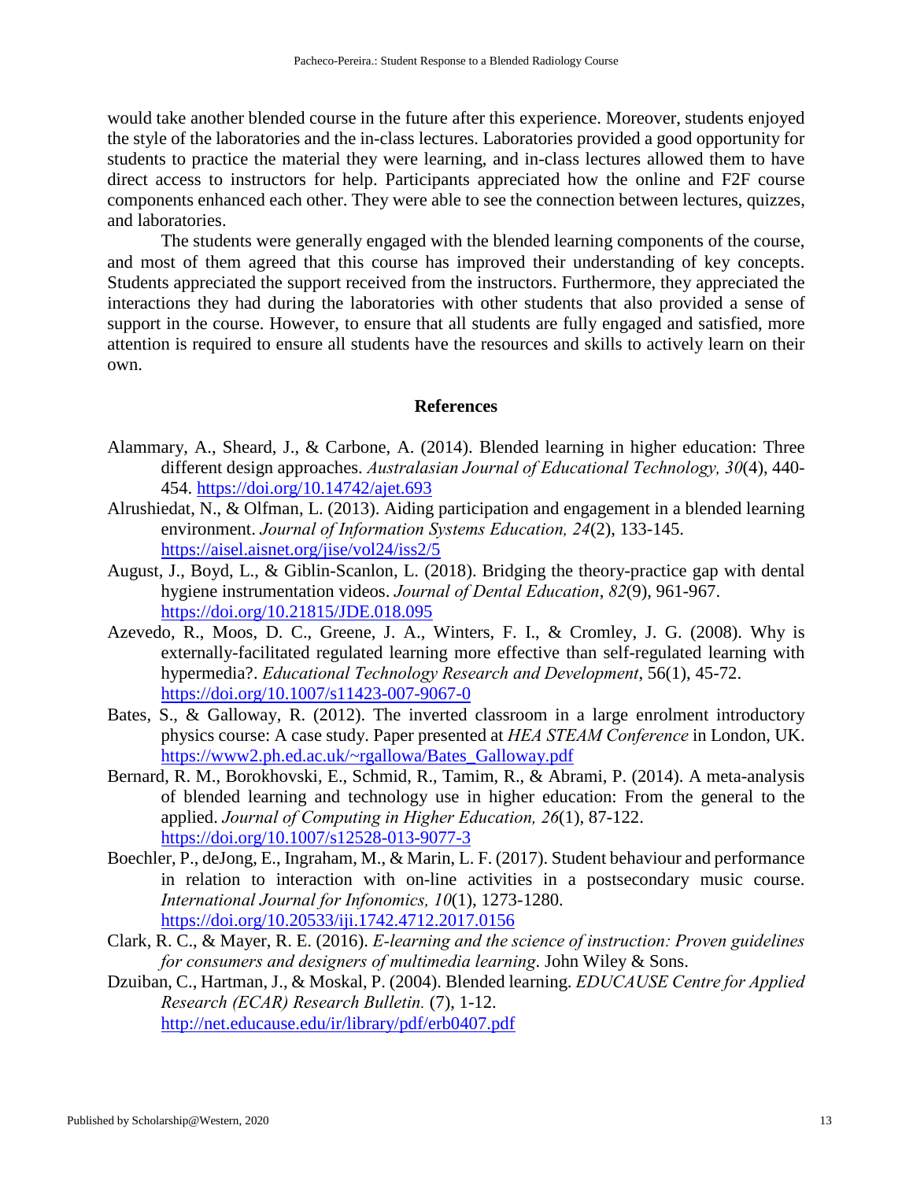would take another blended course in the future after this experience. Moreover, students enjoyed the style of the laboratories and the in-class lectures. Laboratories provided a good opportunity for students to practice the material they were learning, and in-class lectures allowed them to have direct access to instructors for help. Participants appreciated how the online and F2F course components enhanced each other. They were able to see the connection between lectures, quizzes, and laboratories.

The students were generally engaged with the blended learning components of the course, and most of them agreed that this course has improved their understanding of key concepts. Students appreciated the support received from the instructors. Furthermore, they appreciated the interactions they had during the laboratories with other students that also provided a sense of support in the course. However, to ensure that all students are fully engaged and satisfied, more attention is required to ensure all students have the resources and skills to actively learn on their own.

## References

Alammary, A., Sheard, J., & Carbone, A. (2014). Blended learning in higher education: Three different design approaches. *Australasian Journal of Educational Technology, 30*(4), 440-454. https://doi.org/10.14742/ajet.693

Alrushiedat, N., & Olfman, L. (2013). Aiding participation and engagement in a blended learning environment. *Journal of Information Systems Education, 24*(2), 133-145. https://aisel.aisnet.org/jise/vol24/iss2/5

August, J., Boyd, L., & Giblin-Scanlon, L. (2018). Bridging the theory-practice gap with dental hygiene instrumentation videos. *Journal of Dental Education*, *82*(9), 961-967. https://doi.org/10.21815/JDE.018.095

Azevedo, R., Moos, D. C., Greene, J. A., Winters, F. I., & Cromley, J. G. (2008). Why is externally-facilitated regulated learning more effective than self-regulated learning with hypermedia?. *Educational Technology Research and Development*, 56(1), 45-72. https://doi.org/10.1007/s11423-007-9067-0

Bates, S., & Galloway, R. (2012). The inverted classroom in a large enrolment introductory physics course: A case study. Paper presented at *HEA STEAM Conference* in London, UK. https://www2.ph.ed.ac.uk/~rgallowa/Bates_Galloway.pdf

Bernard, R. M., Borokhovski, E., Schmid, R., Tamim, R., & Abrami, P. (2014). A meta-analysis of blended learning and technology use in higher education: From the general to the applied. *Journal of Computing in Higher Education, 26*(1), 87-122. https://doi.org/10.1007/s12528-013-9077-3

Boechler, P., deJong, E., Ingraham, M., & Marin, L. F. (2017). Student behaviour and performance in relation to interaction with on-line activities in a postsecondary music course. *International Journal for Infonomics, 10*(1), 1273-1280. https://doi.org/10.20533/iji.1742.4712.2017.0156

Clark, R. C., & Mayer, R. E. (2016). *E-learning and the science of instruction: Proven guidelines for consumers and designers of multimedia learning*. John Wiley & Sons.

Dzuiban, C., Hartman, J., & Moskal, P. (2004). Blended learning. *EDUCAUSE Centre for Applied Research (ECAR) Research Bulletin.* (7), 1-12. http://net.educause.edu/ir/library/pdf/erb0407.pdf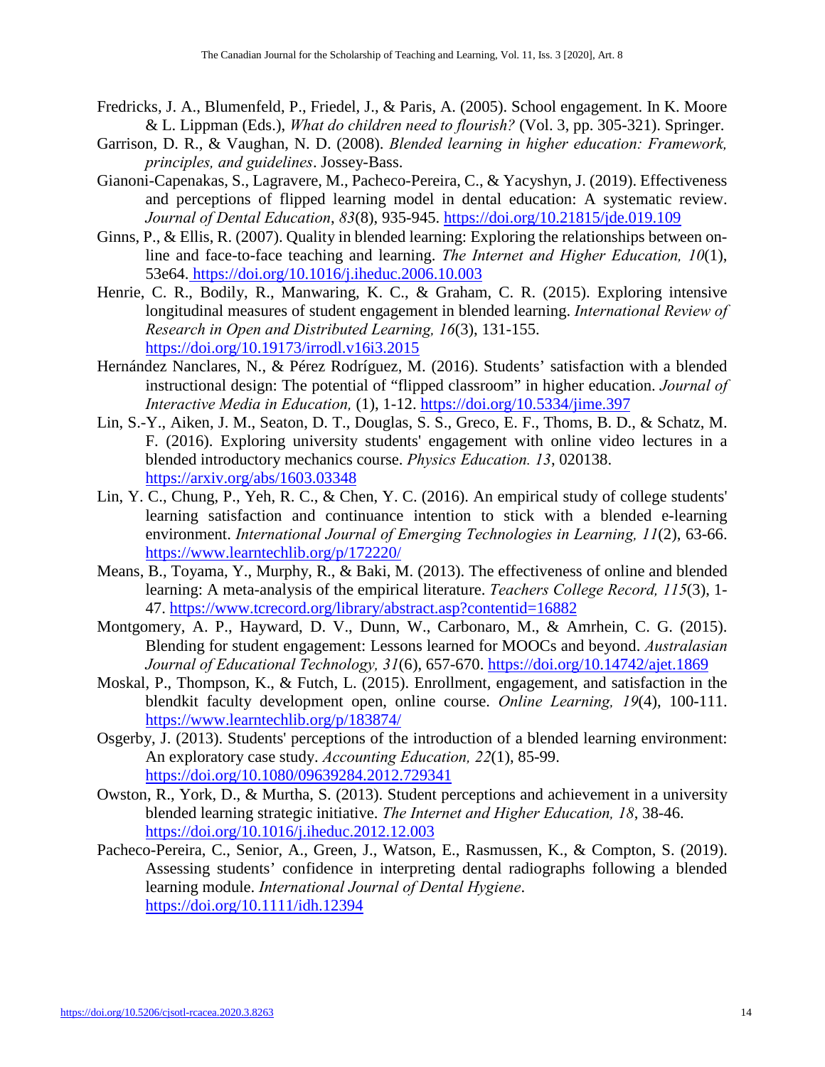Fredricks, J. A., Blumenfeld, P., Friedel, J., & Paris, A. (2005). School engagement. In K. Moore & L. Lippman (Eds.), *What do children need to flourish?* (Vol. 3, pp. 305-321). Springer.

Garrison, D. R., & Vaughan, N. D. (2008). *Blended learning in higher education: Framework, principles, and guidelines*. Jossey-Bass.

Gianoni-Capenakas, S., Lagravere, M., Pacheco-Pereira, C., & Yacyshyn, J. (2019). Effectiveness and perceptions of flipped learning model in dental education: A systematic review. *Journal of Dental Education*, *83*(8), 935-945. https://doi.org/10.21815/jde.019.109

Ginns, P., & Ellis, R. (2007). Quality in blended learning: Exploring the relationships between on-line and face-to-face teaching and learning. *The Internet and Higher Education, 10*(1), 53e64. https://doi.org/10.1016/j.iheduc.2006.10.003

Henrie, C. R., Bodily, R., Manwaring, K. C., & Graham, C. R. (2015). Exploring intensive longitudinal measures of student engagement in blended learning. *International Review of Research in Open and Distributed Learning, 16*(3), 131-155. https://doi.org/10.19173/irrodl.v16i3.2015

Hernández Nanclares, N., & Pérez Rodríguez, M. (2016). Students' satisfaction with a blended instructional design: The potential of "flipped classroom" in higher education. *Journal of Interactive Media in Education,* (1), 1-12. https://doi.org/10.5334/jime.397

Lin, S.-Y., Aiken, J. M., Seaton, D. T., Douglas, S. S., Greco, E. F., Thoms, B. D., & Schatz, M. F. (2016). Exploring university students' engagement with online video lectures in a blended introductory mechanics course. *Physics Education. 13*, 020138. https://arxiv.org/abs/1603.03348

Lin, Y. C., Chung, P., Yeh, R. C., & Chen, Y. C. (2016). An empirical study of college students' learning satisfaction and continuance intention to stick with a blended e-learning environment. *International Journal of Emerging Technologies in Learning, 11*(2), 63-66. https://www.learntechlib.org/p/172220/

Means, B., Toyama, Y., Murphy, R., & Baki, M. (2013). The effectiveness of online and blended learning: A meta-analysis of the empirical literature. *Teachers College Record, 115*(3), 1-47. https://www.tcrecord.org/library/abstract.asp?contentid=16882

Montgomery, A. P., Hayward, D. V., Dunn, W., Carbonaro, M., & Amrhein, C. G. (2015). Blending for student engagement: Lessons learned for MOOCs and beyond. *Australasian Journal of Educational Technology, 31*(6), 657-670. https://doi.org/10.14742/ajet.1869

Moskal, P., Thompson, K., & Futch, L. (2015). Enrollment, engagement, and satisfaction in the blendkit faculty development open, online course. *Online Learning, 19*(4), 100-111. https://www.learntechlib.org/p/183874/

Osgerby, J. (2013). Students' perceptions of the introduction of a blended learning environment: An exploratory case study. *Accounting Education, 22*(1), 85-99. https://doi.org/10.1080/09639284.2012.729341

Owston, R., York, D., & Murtha, S. (2013). Student perceptions and achievement in a university blended learning strategic initiative. *The Internet and Higher Education, 18*, 38-46. https://doi.org/10.1016/j.iheduc.2012.12.003

Pacheco-Pereira, C., Senior, A., Green, J., Watson, E., Rasmussen, K., & Compton, S. (2019). Assessing students' confidence in interpreting dental radiographs following a blended learning module. *International Journal of Dental Hygiene*. https://doi.org/10.1111/idh.12394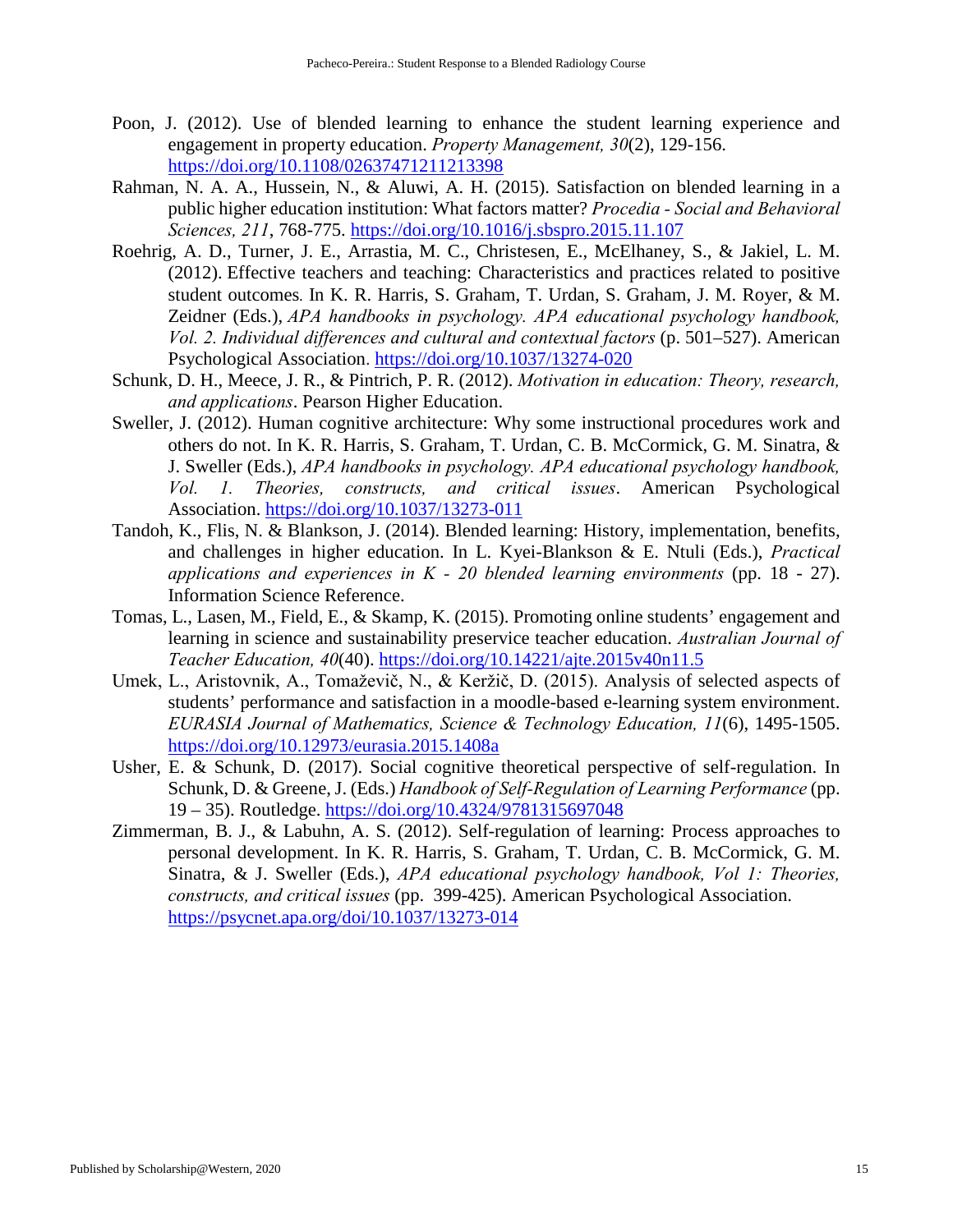Poon, J. (2012). Use of blended learning to enhance the student learning experience and engagement in property education. *Property Management, 30*(2), 129-156. https://doi.org/10.1108/02637471211213398

Rahman, N. A. A., Hussein, N., & Aluwi, A. H. (2015). Satisfaction on blended learning in a public higher education institution: What factors matter? *Procedia - Social and Behavioral Sciences, 211*, 768-775. https://doi.org/10.1016/j.sbspro.2015.11.107

Roehrig, A. D., Turner, J. E., Arrastia, M. C., Christesen, E., McElhaney, S., & Jakiel, L. M. (2012). Effective teachers and teaching: Characteristics and practices related to positive student outcomes. In K. R. Harris, S. Graham, T. Urdan, S. Graham, J. M. Royer, & M. Zeidner (Eds.), *APA handbooks in psychology. APA educational psychology handbook, Vol. 2. Individual differences and cultural and contextual factors* (p. 501–527). American Psychological Association. https://doi.org/10.1037/13274-020

Schunk, D. H., Meece, J. R., & Pintrich, P. R. (2012). *Motivation in education: Theory, research, and applications*. Pearson Higher Education.

Sweller, J. (2012). Human cognitive architecture: Why some instructional procedures work and others do not. In K. R. Harris, S. Graham, T. Urdan, C. B. McCormick, G. M. Sinatra, & J. Sweller (Eds.), *APA handbooks in psychology. APA educational psychology handbook, Vol. 1. Theories, constructs, and critical issues*. American Psychological Association. https://doi.org/10.1037/13273-011

Tandoh, K., Flis, N. & Blankson, J. (2014). Blended learning: History, implementation, benefits, and challenges in higher education. In L. Kyei-Blankson & E. Ntuli (Eds.), *Practical applications and experiences in K - 20 blended learning environments* (pp. 18 - 27). Information Science Reference.

Tomas, L., Lasen, M., Field, E., & Skamp, K. (2015). Promoting online students' engagement and learning in science and sustainability preservice teacher education. *Australian Journal of Teacher Education, 40*(40). https://doi.org/10.14221/ajte.2015v40n11.5

Umek, L., Aristovnik, A., Tomaževič, N., & Keržič, D. (2015). Analysis of selected aspects of students' performance and satisfaction in a moodle-based e-learning system environment. *EURASIA Journal of Mathematics, Science & Technology Education, 11*(6), 1495-1505. https://doi.org/10.12973/eurasia.2015.1408a

Usher, E. & Schunk, D. (2017). Social cognitive theoretical perspective of self-regulation. In Schunk, D. & Greene, J. (Eds.) *Handbook of Self-Regulation of Learning Performance* (pp. 19 – 35). Routledge. https://doi.org/10.4324/9781315697048

Zimmerman, B. J., & Labuhn, A. S. (2012). Self-regulation of learning: Process approaches to personal development. In K. R. Harris, S. Graham, T. Urdan, C. B. McCormick, G. M. Sinatra, & J. Sweller (Eds.), *APA educational psychology handbook, Vol 1: Theories, constructs, and critical issues* (pp. 399-425). American Psychological Association. https://psycnet.apa.org/doi/10.1037/13273-014